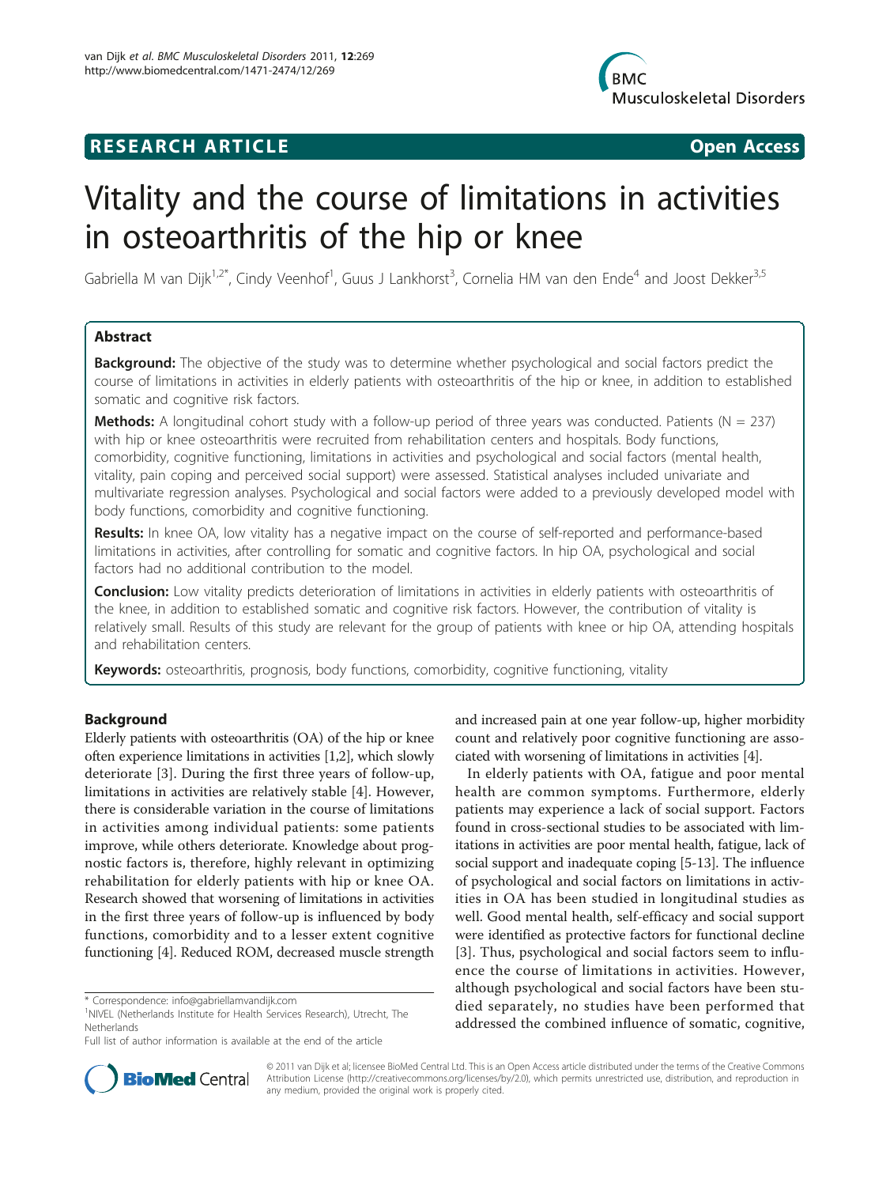**RESEARCH ARTICLE** **Open Access**

# Vitality and the course of limitations in activities in osteoarthritis of the hip or knee

Gabriella M van Dijk[1,2*], Cindy Veenhof[1], Guus J Lankhorst[3], Cornelia HM van den Ende[4] and Joost Dekker[3,5]

## Abstract

**Background:** The objective of the study was to determine whether psychological and social factors predict the course of limitations in activities in elderly patients with osteoarthritis of the hip or knee, in addition to established somatic and cognitive risk factors.

**Methods:** A longitudinal cohort study with a follow-up period of three years was conducted. Patients (N = 237) with hip or knee osteoarthritis were recruited from rehabilitation centers and hospitals. Body functions, comorbidity, cognitive functioning, limitations in activities and psychological and social factors (mental health, vitality, pain coping and perceived social support) were assessed. Statistical analyses included univariate and multivariate regression analyses. Psychological and social factors were added to a previously developed model with body functions, comorbidity and cognitive functioning.

**Results:** In knee OA, low vitality has a negative impact on the course of self-reported and performance-based limitations in activities, after controlling for somatic and cognitive factors. In hip OA, psychological and social factors had no additional contribution to the model.

**Conclusion:** Low vitality predicts deterioration of limitations in activities in elderly patients with osteoarthritis of the knee, in addition to established somatic and cognitive risk factors. However, the contribution of vitality is relatively small. Results of this study are relevant for the group of patients with knee or hip OA, attending hospitals and rehabilitation centers.

**Keywords:** osteoarthritis, prognosis, body functions, comorbidity, cognitive functioning, vitality

## Background

Elderly patients with osteoarthritis (OA) of the hip or knee often experience limitations in activities [1,2], which slowly deteriorate [3]. During the first three years of follow-up, limitations in activities are relatively stable [4]. However, there is considerable variation in the course of limitations in activities among individual patients: some patients improve, while others deteriorate. Knowledge about prognostic factors is, therefore, highly relevant in optimizing rehabilitation for elderly patients with hip or knee OA. Research showed that worsening of limitations in activities in the first three years of follow-up is influenced by body functions, comorbidity and to a lesser extent cognitive functioning [4]. Reduced ROM, decreased muscle strength and increased pain at one year follow-up, higher morbidity count and relatively poor cognitive functioning are associated with worsening of limitations in activities [4].

In elderly patients with OA, fatigue and poor mental health are common symptoms. Furthermore, elderly patients may experience a lack of social support. Factors found in cross-sectional studies to be associated with limitations in activities are poor mental health, fatigue, lack of social support and inadequate coping [5-13]. The influence of psychological and social factors on limitations in activities in OA has been studied in longitudinal studies as well. Good mental health, self-efficacy and social support were identified as protective factors for functional decline [3]. Thus, psychological and social factors seem to influence the course of limitations in activities. However, although psychological and social factors have been studied separately, no studies have been performed that addressed the combined influence of somatic, cognitive,

\* Correspondence: info@gabriellamvandijk.com
[1]NIVEL (Netherlands Institute for Health Services Research), Utrecht, The Netherlands
Full list of author information is available at the end of the article

© 2011 van Dijk et al; licensee BioMed Central Ltd. This is an Open Access article distributed under the terms of the Creative Commons Attribution License (http://creativecommons.org/licenses/by/2.0), which permits unrestricted use, distribution, and reproduction in any medium, provided the original work is properly cited.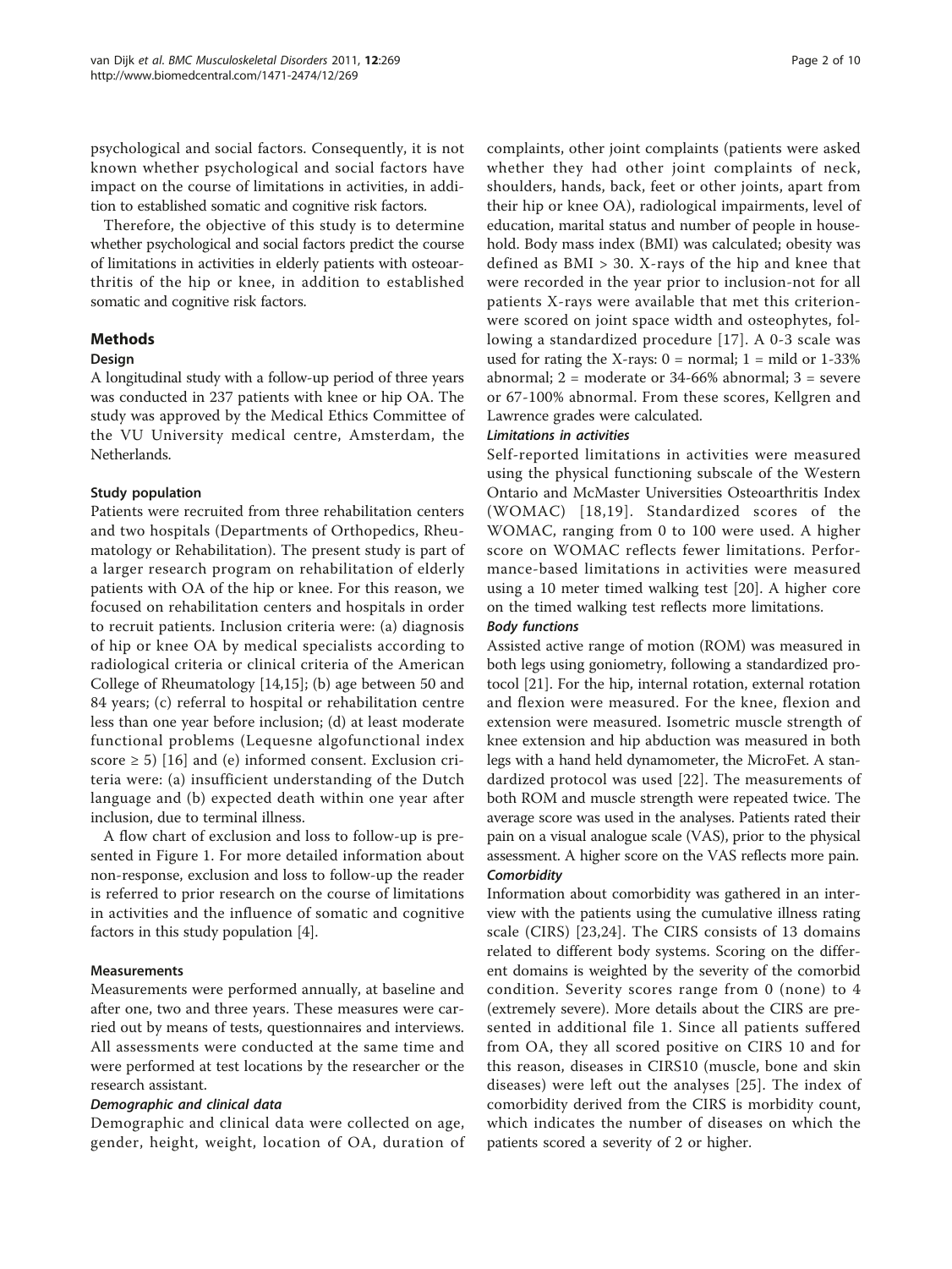psychological and social factors. Consequently, it is not known whether psychological and social factors have impact on the course of limitations in activities, in addition to established somatic and cognitive risk factors.

Therefore, the objective of this study is to determine whether psychological and social factors predict the course of limitations in activities in elderly patients with osteoarthritis of the hip or knee, in addition to established somatic and cognitive risk factors.

## Methods

### Design

A longitudinal study with a follow-up period of three years was conducted in 237 patients with knee or hip OA. The study was approved by the Medical Ethics Committee of the VU University medical centre, Amsterdam, the Netherlands.

### Study population

Patients were recruited from three rehabilitation centers and two hospitals (Departments of Orthopedics, Rheumatology or Rehabilitation). The present study is part of a larger research program on rehabilitation of elderly patients with OA of the hip or knee. For this reason, we focused on rehabilitation centers and hospitals in order to recruit patients. Inclusion criteria were: (a) diagnosis of hip or knee OA by medical specialists according to radiological criteria or clinical criteria of the American College of Rheumatology [14,15]; (b) age between 50 and 84 years; (c) referral to hospital or rehabilitation centre less than one year before inclusion; (d) at least moderate functional problems (Lequesne algofunctional index score ≥ 5) [16] and (e) informed consent. Exclusion criteria were: (a) insufficient understanding of the Dutch language and (b) expected death within one year after inclusion, due to terminal illness.

A flow chart of exclusion and loss to follow-up is presented in Figure 1. For more detailed information about non-response, exclusion and loss to follow-up the reader is referred to prior research on the course of limitations in activities and the influence of somatic and cognitive factors in this study population [4].

### Measurements

Measurements were performed annually, at baseline and after one, two and three years. These measures were carried out by means of tests, questionnaires and interviews. All assessments were conducted at the same time and were performed at test locations by the researcher or the research assistant.

#### *Demographic and clinical data*

Demographic and clinical data were collected on age, gender, height, weight, location of OA, duration of complaints, other joint complaints (patients were asked whether they had other joint complaints of neck, shoulders, hands, back, feet or other joints, apart from their hip or knee OA), radiological impairments, level of education, marital status and number of people in household. Body mass index (BMI) was calculated; obesity was defined as BMI > 30. X-rays of the hip and knee that were recorded in the year prior to inclusion-not for all patients X-rays were available that met this criterion-were scored on joint space width and osteophytes, following a standardized procedure [17]. A 0-3 scale was used for rating the X-rays: 0 = normal; 1 = mild or 1-33% abnormal; 2 = moderate or 34-66% abnormal; 3 = severe or 67-100% abnormal. From these scores, Kellgren and Lawrence grades were calculated.

#### *Limitations in activities*

Self-reported limitations in activities were measured using the physical functioning subscale of the Western Ontario and McMaster Universities Osteoarthritis Index (WOMAC) [18,19]. Standardized scores of the WOMAC, ranging from 0 to 100 were used. A higher score on WOMAC reflects fewer limitations. Performance-based limitations in activities were measured using a 10 meter timed walking test [20]. A higher core on the timed walking test reflects more limitations.

#### *Body functions*

Assisted active range of motion (ROM) was measured in both legs using goniometry, following a standardized protocol [21]. For the hip, internal rotation, external rotation and flexion were measured. For the knee, flexion and extension were measured. Isometric muscle strength of knee extension and hip abduction was measured in both legs with a hand held dynamometer, the MicroFet. A standardized protocol was used [22]. The measurements of both ROM and muscle strength were repeated twice. The average score was used in the analyses. Patients rated their pain on a visual analogue scale (VAS), prior to the physical assessment. A higher score on the VAS reflects more pain.

#### *Comorbidity*

Information about comorbidity was gathered in an interview with the patients using the cumulative illness rating scale (CIRS) [23,24]. The CIRS consists of 13 domains related to different body systems. Scoring on the different domains is weighted by the severity of the comorbid condition. Severity scores range from 0 (none) to 4 (extremely severe). More details about the CIRS are presented in additional file 1. Since all patients suffered from OA, they all scored positive on CIRS 10 and for this reason, diseases in CIRS10 (muscle, bone and skin diseases) were left out the analyses [25]. The index of comorbidity derived from the CIRS is morbidity count, which indicates the number of diseases on which the patients scored a severity of 2 or higher.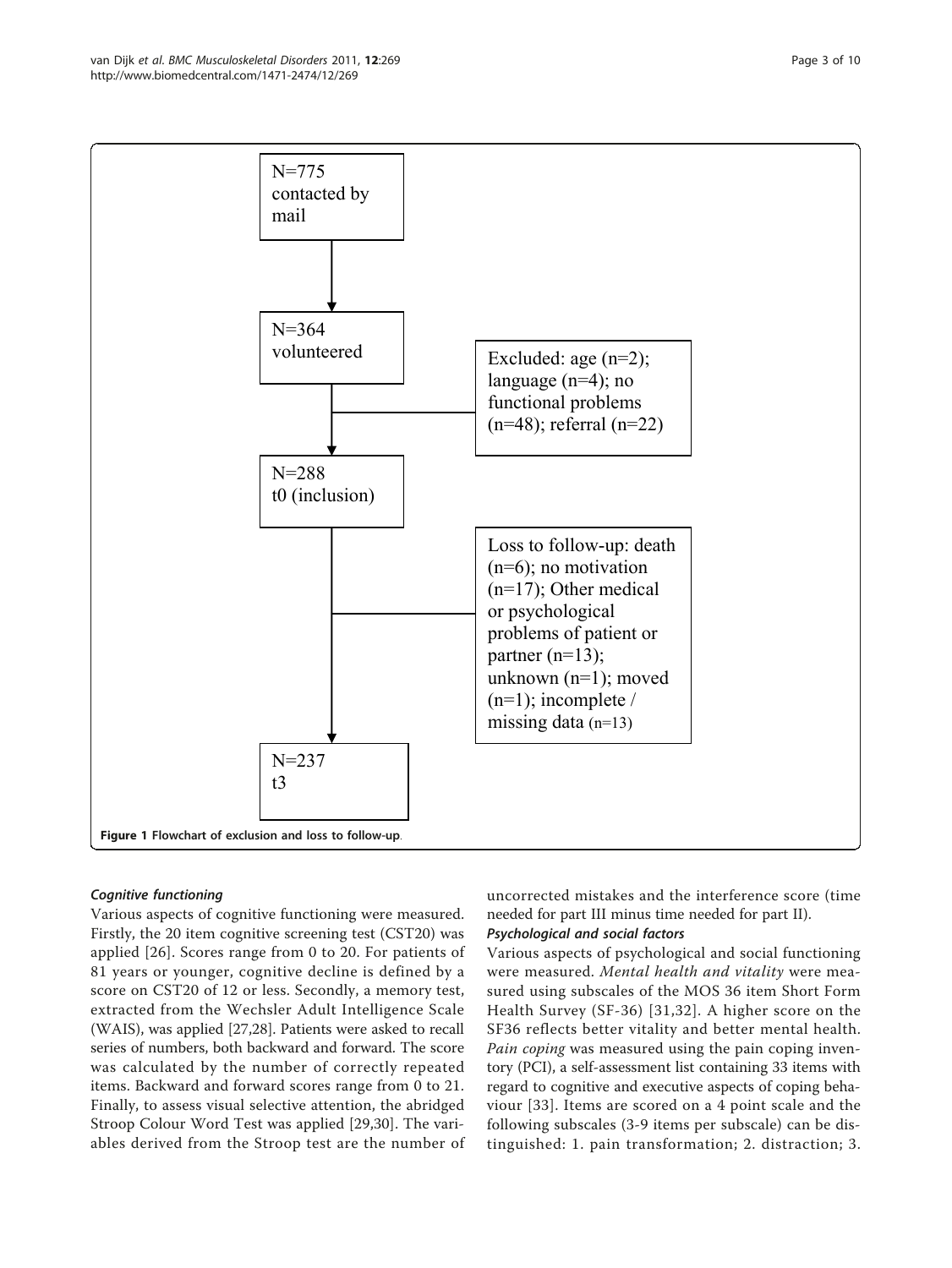N=775 contacted by mail

N=364 volunteered

Excluded: age (n=2); language (n=4); no functional problems (n=48); referral (n=22)

N=288 t0 (inclusion)

Loss to follow-up: death (n=6); no motivation (n=17); Other medical or psychological problems of patient or partner (n=13); unknown (n=1); moved (n=1); incomplete / missing data (n=13)

N=237 t3

**Figure 1 Flowchart of exclusion and loss to follow-up**.

### *Cognitive functioning*

Various aspects of cognitive functioning were measured. Firstly, the 20 item cognitive screening test (CST20) was applied [26]. Scores range from 0 to 20. For patients of 81 years or younger, cognitive decline is defined by a score on CST20 of 12 or less. Secondly, a memory test, extracted from the Wechsler Adult Intelligence Scale (WAIS), was applied [27,28]. Patients were asked to recall series of numbers, both backward and forward. The score was calculated by the number of correctly repeated items. Backward and forward scores range from 0 to 21. Finally, to assess visual selective attention, the abridged Stroop Colour Word Test was applied [29,30]. The variables derived from the Stroop test are the number of uncorrected mistakes and the interference score (time needed for part III minus time needed for part II).

### *Psychological and social factors*

Various aspects of psychological and social functioning were measured. *Mental health and vitality* were measured using subscales of the MOS 36 item Short Form Health Survey (SF-36) [31,32]. A higher score on the SF36 reflects better vitality and better mental health. *Pain coping* was measured using the pain coping inventory (PCI), a self-assessment list containing 33 items with regard to cognitive and executive aspects of coping behaviour [33]. Items are scored on a 4 point scale and the following subscales (3-9 items per subscale) can be distinguished: 1. pain transformation; 2. distraction; 3.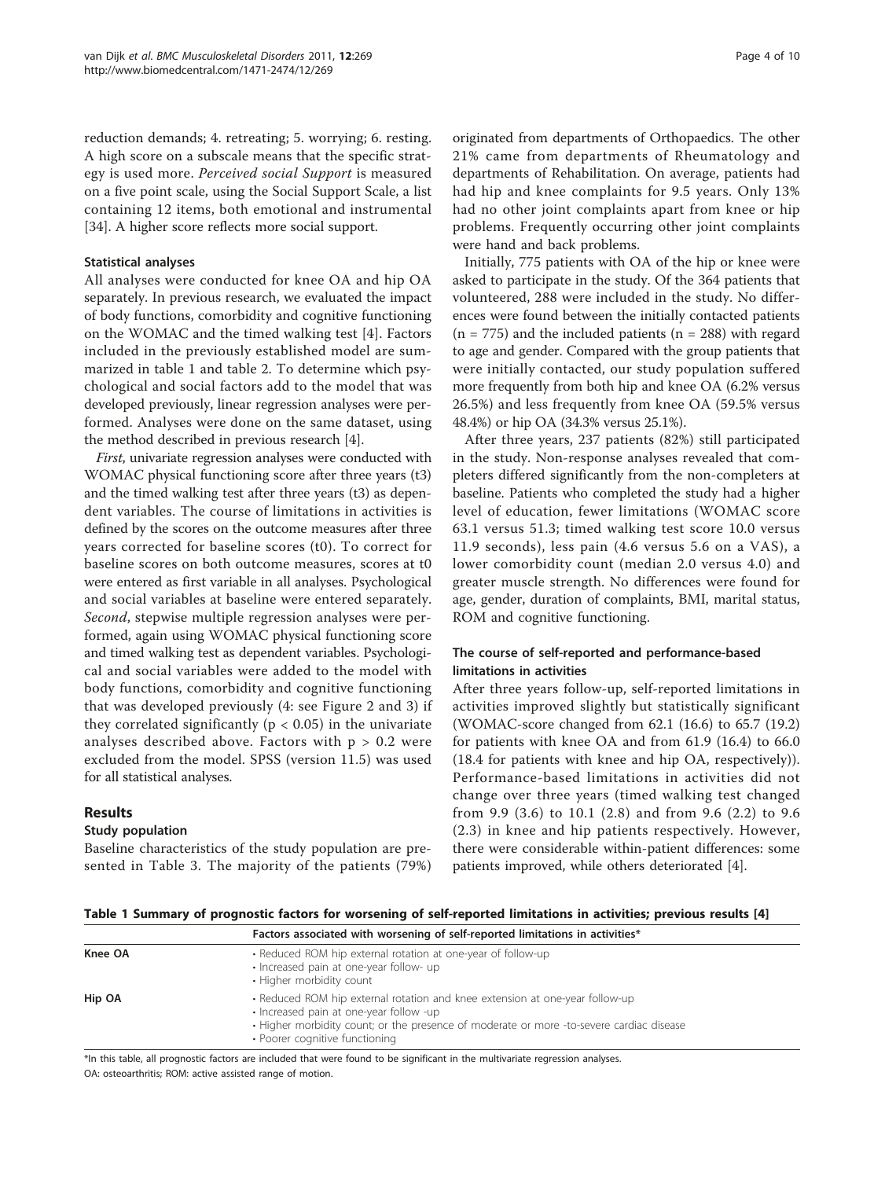reduction demands; 4. retreating; 5. worrying; 6. resting. A high score on a subscale means that the specific strategy is used more. *Perceived social Support* is measured on a five point scale, using the Social Support Scale, a list containing 12 items, both emotional and instrumental [34]. A higher score reflects more social support.

### Statistical analyses

All analyses were conducted for knee OA and hip OA separately. In previous research, we evaluated the impact of body functions, comorbidity and cognitive functioning on the WOMAC and the timed walking test [4]. Factors included in the previously established model are summarized in table 1 and table 2. To determine which psychological and social factors add to the model that was developed previously, linear regression analyses were performed. Analyses were done on the same dataset, using the method described in previous research [4].

*First*, univariate regression analyses were conducted with WOMAC physical functioning score after three years (t3) and the timed walking test after three years (t3) as dependent variables. The course of limitations in activities is defined by the scores on the outcome measures after three years corrected for baseline scores (t0). To correct for baseline scores on both outcome measures, scores at t0 were entered as first variable in all analyses. Psychological and social variables at baseline were entered separately. *Second*, stepwise multiple regression analyses were performed, again using WOMAC physical functioning score and timed walking test as dependent variables. Psychological and social variables were added to the model with body functions, comorbidity and cognitive functioning that was developed previously (4: see Figure 2 and 3) if they correlated significantly ($p < 0.05$) in the univariate analyses described above. Factors with $p > 0.2$ were excluded from the model. SPSS (version 11.5) was used for all statistical analyses.

## Results

### Study population

Baseline characteristics of the study population are presented in Table 3. The majority of the patients (79%) originated from departments of Orthopaedics. The other 21% came from departments of Rheumatology and departments of Rehabilitation. On average, patients had had hip and knee complaints for 9.5 years. Only 13% had no other joint complaints apart from knee or hip problems. Frequently occurring other joint complaints were hand and back problems.

Initially, 775 patients with OA of the hip or knee were asked to participate in the study. Of the 364 patients that volunteered, 288 were included in the study. No differences were found between the initially contacted patients (n = 775) and the included patients (n = 288) with regard to age and gender. Compared with the group patients that were initially contacted, our study population suffered more frequently from both hip and knee OA (6.2% versus 26.5%) and less frequently from knee OA (59.5% versus 48.4%) or hip OA (34.3% versus 25.1%).

After three years, 237 patients (82%) still participated in the study. Non-response analyses revealed that completers differed significantly from the non-completers at baseline. Patients who completed the study had a higher level of education, fewer limitations (WOMAC score 63.1 versus 51.3; timed walking test score 10.0 versus 11.9 seconds), less pain (4.6 versus 5.6 on a VAS), a lower comorbidity count (median 2.0 versus 4.0) and greater muscle strength. No differences were found for age, gender, duration of complaints, BMI, marital status, ROM and cognitive functioning.

### The course of self-reported and performance-based limitations in activities

After three years follow-up, self-reported limitations in activities improved slightly but statistically significant (WOMAC-score changed from 62.1 (16.6) to 65.7 (19.2) for patients with knee OA and from 61.9 (16.4) to 66.0 (18.4 for patients with knee and hip OA, respectively)). Performance-based limitations in activities did not change over three years (timed walking test changed from 9.9 (3.6) to 10.1 (2.8) and from 9.6 (2.2) to 9.6 (2.3) in knee and hip patients respectively. However, there were considerable within-patient differences: some patients improved, while others deteriorated [4].

**Table 1 Summary of prognostic factors for worsening of self-reported limitations in activities; previous results [4]**

| | Factors associated with worsening of self-reported limitations in activities* |
|---|---|
| **Knee OA** | • Reduced ROM hip external rotation at one-year of follow-up<br>• Increased pain at one-year follow- up<br>• Higher morbidity count |
| **Hip OA** | • Reduced ROM hip external rotation and knee extension at one-year follow-up<br>• Increased pain at one-year follow -up<br>• Higher morbidity count; or the presence of moderate or more -to-severe cardiac disease<br>• Poorer cognitive functioning |

*In this table, all prognostic factors are included that were found to be significant in the multivariate regression analyses.

OA: osteoarthritis; ROM: active assisted range of motion.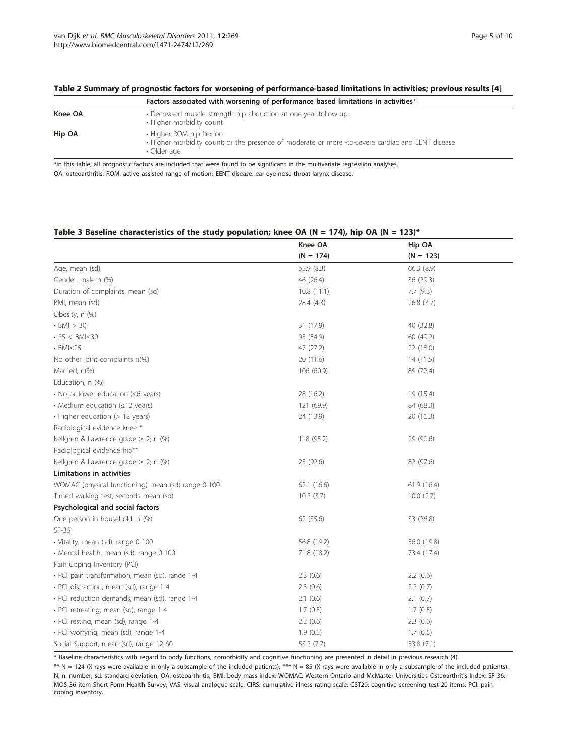**Table 2 Summary of prognostic factors for worsening of performance-based limitations in activities; previous results [4]**

| | Factors associated with worsening of performance based limitations in activities* |
|---|---|
| **Knee OA** | • Decreased muscle strength hip abduction at one-year follow-up<br>• Higher morbidity count |
| **Hip OA** | • Higher ROM hip flexion<br>• Higher morbidity count; or the presence of moderate or more -to-severe cardiac and EENT disease<br>• Older age |

*In this table, all prognostic factors are included that were found to be significant in the multivariate regression analyses.

OA: osteoarthritis; ROM: active assisted range of motion; EENT disease: ear-eye-nose-throat-larynx disease.

**Table 3 Baseline characteristics of the study population; knee OA (N = 174), hip OA (N = 123)***

| | Knee OA (N = 174) | Hip OA (N = 123) |
|---|---|---|
| Age, mean (sd) | 65.9 (8.3) | 66.3 (8.9) |
| Gender, male n (%) | 46 (26.4) | 36 (29.3) |
| Duration of complaints, mean (sd) | 10.8 (11.1) | 7.7 (9.3) |
| BMI, mean (sd) | 28.4 (4.3) | 26.8 (3.7) |
| Obesity, n (%) | | |
| • BMI > 30 | 31 (17.9) | 40 (32.8) |
| • 25 < BMI≤30 | 95 (54.9) | 60 (49.2) |
| • BMI≤25 | 47 (27.2) | 22 (18.0) |
| No other joint complaints n(%) | 20 (11.6) | 14 (11.5) |
| Married, n(%) | 106 (60.9) | 89 (72.4) |
| Education, n (%) | | |
| • No or lower education (≤6 years) | 28 (16.2) | 19 (15.4) |
| • Medium education (≤12 years) | 121 (69.9) | 84 (68.3) |
| • Higher education (> 12 years) | 24 (13.9) | 20 (16.3) |
| Radiological evidence knee * | | |
| Kellgren & Lawrence grade ≥ 2; n (%) | 118 (95.2) | 29 (90.6) |
| Radiological evidence hip** | | |
| Kellgren & Lawrence grade ≥ 2; n (%) | 25 (92.6) | 82 (97.6) |
| **Limitations in activities** | | |
| WOMAC (physical functioning) mean (sd) range 0-100 | 62.1 (16.6) | 61.9 (16.4) |
| Timed walking test, seconds mean (sd) | 10.2 (3.7) | 10.0 (2.7) |
| **Psychological and social factors** | | |
| One person in household, n (%) | 62 (35.6) | 33 (26.8) |
| SF-36 | | |
| • Vitality, mean (sd), range 0-100 | 56.8 (19.2) | 56.0 (19.8) |
| • Mental health, mean (sd), range 0-100 | 71.8 (18.2) | 73.4 (17.4) |
| Pain Coping Inventory (PCI) | | |
| • PCI pain transformation, mean (sd), range 1-4 | 2.3 (0.6) | 2.2 (0.6) |
| • PCI distraction, mean (sd), range 1-4 | 2.3 (0.6) | 2.2 (0.7) |
| • PCI reduction demands, mean (sd), range 1-4 | 2.1 (0.6) | 2.1 (0.7) |
| • PCI retreating, mean (sd), range 1-4 | 1.7 (0.5) | 1.7 (0.5) |
| • PCI resting, mean (sd), range 1-4 | 2.2 (0.6) | 2.3 (0.6) |
| • PCI worrying, mean (sd), range 1-4 | 1.9 (0.5) | 1.7 (0.5) |
| Social Support, mean (sd), range 12-60 | 53.2 (7.7) | 53.8 (7.1) |

* Baseline characteristics with regard to body functions, comorbidity and cognitive functioning are presented in detail in previous research (4).

** N = 124 (X-rays were available in only a subsample of the included patients); *** N = 85 (X-rays were available in only a subsample of the included patients).

N, n: number; sd: standard deviation; OA: osteoarthritis; BMI: body mass index; WOMAC: Western Ontario and McMaster Universities Osteoarthritis Index; SF-36: MOS 36 item Short Form Health Survey; VAS: visual analogue scale; CIRS: cumulative illness rating scale; CST20: cognitive screening test 20 items: PCI: pain coping inventory.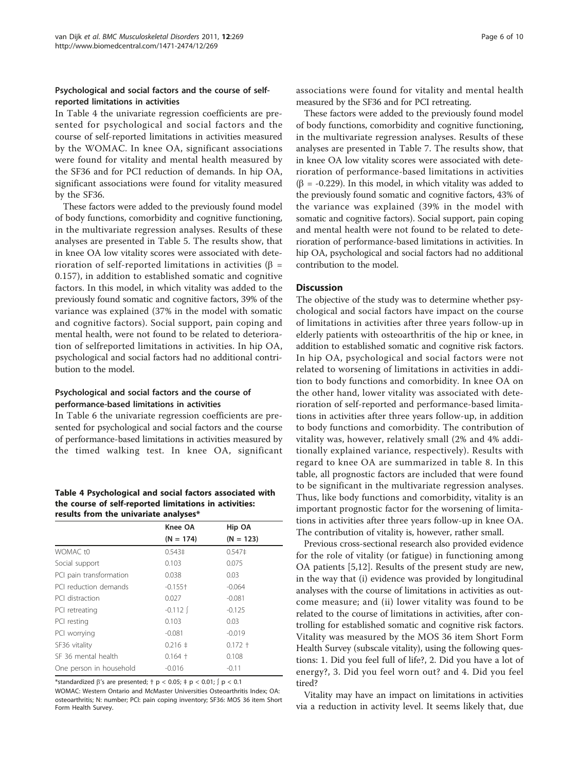### Psychological and social factors and the course of self-reported limitations in activities

In Table 4 the univariate regression coefficients are presented for psychological and social factors and the course of self-reported limitations in activities measured by the WOMAC. In knee OA, significant associations were found for vitality and mental health measured by the SF36 and for PCI reduction of demands. In hip OA, significant associations were found for vitality measured by the SF36.

These factors were added to the previously found model of body functions, comorbidity and cognitive functioning, in the multivariate regression analyses. Results of these analyses are presented in Table 5. The results show, that in knee OA low vitality scores were associated with deterioration of self-reported limitations in activities ($\beta$ = 0.157), in addition to established somatic and cognitive factors. In this model, in which vitality was added to the previously found somatic and cognitive factors, 39% of the variance was explained (37% in the model with somatic and cognitive factors). Social support, pain coping and mental health, were not found to be related to deterioration of selfreported limitations in activities. In hip OA, psychological and social factors had no additional contribution to the model.

### Psychological and social factors and the course of performance-based limitations in activities

In Table 6 the univariate regression coefficients are presented for psychological and social factors and the course of performance-based limitations in activities measured by the timed walking test. In knee OA, significant associations were found for vitality and mental health measured by the SF36 and for PCI retreating.

These factors were added to the previously found model of body functions, comorbidity and cognitive functioning, in the multivariate regression analyses. Results of these analyses are presented in Table 7. The results show, that in knee OA low vitality scores were associated with deterioration of performance-based limitations in activities ($\beta$ = -0.229). In this model, in which vitality was added to the previously found somatic and cognitive factors, 43% of the variance was explained (39% in the model with somatic and cognitive factors). Social support, pain coping and mental health were not found to be related to deterioration of performance-based limitations in activities. In hip OA, psychological and social factors had no additional contribution to the model.

**Table 4 Psychological and social factors associated with the course of self-reported limitations in activities: results from the univariate analyses***

| | Knee OA (N = 174) | Hip OA (N = 123) |
|---|---|---|
| WOMAC t0 | 0.543‡ | 0.547‡ |
| Social support | 0.103 | 0.075 |
| PCI pain transformation | 0.038 | 0.03 |
| PCI reduction demands | -0.155† | -0.064 |
| PCI distraction | 0.027 | -0.081 |
| PCI retreating | -0.112 ∫ | -0.125 |
| PCI resting | 0.103 | 0.03 |
| PCI worrying | -0.081 | -0.019 |
| SF36 vitality | 0.216 ‡ | 0.172 † |
| SF 36 mental health | 0.164 † | 0.108 |
| One person in household | -0.016 | -0.11 |

*standardized $\beta$'s are presented; † $p < 0.05$; ‡ $p < 0.01$; ∫ $p < 0.1$

WOMAC: Western Ontario and McMaster Universities Osteoarthritis Index; OA: osteoarthritis; N: number; PCI: pain coping inventory; SF36: MOS 36 item Short Form Health Survey.

## Discussion

The objective of the study was to determine whether psychological and social factors have impact on the course of limitations in activities after three years follow-up in elderly patients with osteoarthritis of the hip or knee, in addition to established somatic and cognitive risk factors. In hip OA, psychological and social factors were not related to worsening of limitations in activities in addition to body functions and comorbidity. In knee OA on the other hand, lower vitality was associated with deterioration of self-reported and performance-based limitations in activities after three years follow-up, in addition to body functions and comorbidity. The contribution of vitality was, however, relatively small (2% and 4% additionally explained variance, respectively). Results with regard to knee OA are summarized in table 8. In this table, all prognostic factors are included that were found to be significant in the multivariate regression analyses. Thus, like body functions and comorbidity, vitality is an important prognostic factor for the worsening of limitations in activities after three years follow-up in knee OA. The contribution of vitality is, however, rather small.

Previous cross-sectional research also provided evidence for the role of vitality (or fatigue) in functioning among OA patients [5,12]. Results of the present study are new, in the way that (i) evidence was provided by longitudinal analyses with the course of limitations in activities as outcome measure; and (ii) lower vitality was found to be related to the course of limitations in activities, after controlling for established somatic and cognitive risk factors. Vitality was measured by the MOS 36 item Short Form Health Survey (subscale vitality), using the following questions: 1. Did you feel full of life?, 2. Did you have a lot of energy?, 3. Did you feel worn out? and 4. Did you feel tired?

Vitality may have an impact on limitations in activities via a reduction in activity level. It seems likely that, due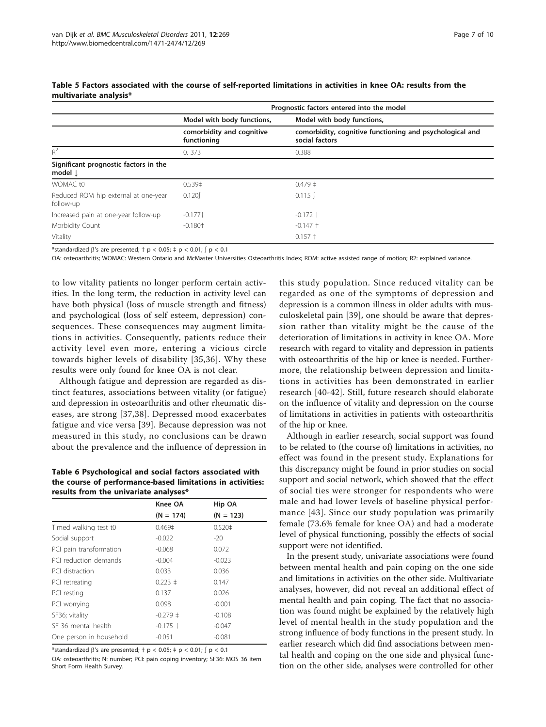**Table 5 Factors associated with the course of self-reported limitations in activities in knee OA: results from the multivariate analysis***

| | Prognostic factors entered into the model | |
|---|---|---|
| | Model with body functions, comorbidity and cognitive functioning | Model with body functions, comorbidity, cognitive functioning and psychological and social factors |
| $R^2$ | 0. 373 | 0.388 |
| **Significant prognostic factors in the model ↓** | | |
| WOMAC t0 | 0.539‡ | 0.479 ‡ |
| Reduced ROM hip external at one-year follow-up | 0.120∫ | 0.115 ∫ |
| Increased pain at one-year follow-up | -0.177† | -0.172 † |
| Morbidity Count | -0.180† | -0.147 † |
| Vitality | | 0.157 † |

*standardized β's are presented; † $p < 0.05$; ‡ $p < 0.01$; ∫ $p < 0.1$

OA: osteoarthritis; WOMAC: Western Ontario and McMaster Universities Osteoarthritis Index; ROM: active assisted range of motion; R2: explained variance.

to low vitality patients no longer perform certain activities. In the long term, the reduction in activity level can have both physical (loss of muscle strength and fitness) and psychological (loss of self esteem, depression) consequences. These consequences may augment limitations in activities. Consequently, patients reduce their activity level even more, entering a vicious circle towards higher levels of disability [35,36]. Why these results were only found for knee OA is not clear.

Although fatigue and depression are regarded as distinct features, associations between vitality (or fatigue) and depression in osteoarthritis and other rheumatic diseases, are strong [37,38]. Depressed mood exacerbates fatigue and vice versa [39]. Because depression was not measured in this study, no conclusions can be drawn about the prevalence and the influence of depression in this study population. Since reduced vitality can be regarded as one of the symptoms of depression and depression is a common illness in older adults with musculoskeletal pain [39], one should be aware that depression rather than vitality might be the cause of the deterioration of limitations in activity in knee OA. More research with regard to vitality and depression in patients with osteoarthritis of the hip or knee is needed. Furthermore, the relationship between depression and limitations in activities has been demonstrated in earlier research [40-42]. Still, future research should elaborate on the influence of vitality and depression on the course of limitations in activities in patients with osteoarthritis of the hip or knee.

**Table 6 Psychological and social factors associated with the course of performance-based limitations in activities: results from the univariate analyses***

| | Knee OA (N = 174) | Hip OA (N = 123) |
|---|---|---|
| Timed walking test t0 | 0.469‡ | 0.520‡ |
| Social support | -0.022 | -20 |
| PCI pain transformation | -0.068 | 0.072 |
| PCI reduction demands | -0.004 | -0.023 |
| PCI distraction | 0.033 | 0.036 |
| PCI retreating | 0.223 ‡ | 0.147 |
| PCI resting | 0.137 | 0.026 |
| PCI worrying | 0.098 | -0.001 |
| SF36; vitality | -0.279 ‡ | -0.108 |
| SF 36 mental health | -0.175 † | -0.047 |
| One person in household | -0.051 | -0.081 |

*standardized β's are presented; † $p < 0.05$; ‡ $p < 0.01$; ∫ $p < 0.1$

OA: osteoarthritis; N: number; PCI: pain coping inventory; SF36: MOS 36 item Short Form Health Survey.

Although in earlier research, social support was found to be related to (the course of) limitations in activities, no effect was found in the present study. Explanations for this discrepancy might be found in prior studies on social support and social network, which showed that the effect of social ties were stronger for respondents who were male and had lower levels of baseline physical performance [43]. Since our study population was primarily female (73.6% female for knee OA) and had a moderate level of physical functioning, possibly the effects of social support were not identified.

In the present study, univariate associations were found between mental health and pain coping on the one side and limitations in activities on the other side. Multivariate analyses, however, did not reveal an additional effect of mental health and pain coping. The fact that no association was found might be explained by the relatively high level of mental health in the study population and the strong influence of body functions in the present study. In earlier research which did find associations between mental health and coping on the one side and physical function on the other side, analyses were controlled for other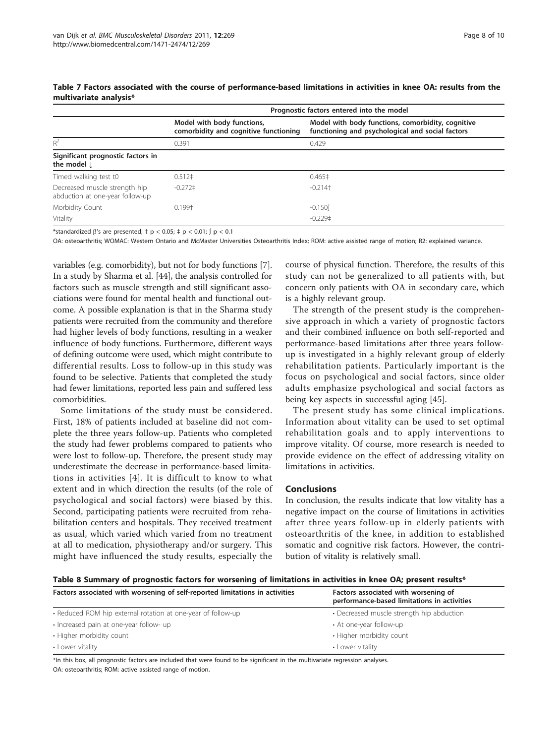**Table 7 Factors associated with the course of performance-based limitations in activities in knee OA: results from the multivariate analysis***

| | Prognostic factors entered into the model | |
|---|---|---|
| | Model with body functions, comorbidity and cognitive functioning | Model with body functions, comorbidity, cognitive functioning and psychological and social factors |
| $R^2$ | 0.391 | 0.429 |
| **Significant prognostic factors in the model ↓** | | |
| Timed walking test t0 | 0.512‡ | 0.465‡ |
| Decreased muscle strength hip abduction at one-year follow-up | -0.272‡ | -0.214† |
| Morbidity Count | 0.199† | -0.150∫ |
| Vitality | | -0.229‡ |

*standardized β's are presented; † $p < 0.05$; ‡ $p < 0.01$; ∫ $p < 0.1$

OA: osteoarthritis; WOMAC: Western Ontario and McMaster Universities Osteoarthritis Index; ROM: active assisted range of motion; R2: explained variance.

variables (e.g. comorbidity), but not for body functions [7]. In a study by Sharma et al. [44], the analysis controlled for factors such as muscle strength and still significant associations were found for mental health and functional outcome. A possible explanation is that in the Sharma study patients were recruited from the community and therefore had higher levels of body functions, resulting in a weaker influence of body functions. Furthermore, different ways of defining outcome were used, which might contribute to differential results. Loss to follow-up in this study was found to be selective. Patients that completed the study had fewer limitations, reported less pain and suffered less comorbidities.

Some limitations of the study must be considered. First, 18% of patients included at baseline did not complete the three years follow-up. Patients who completed the study had fewer problems compared to patients who were lost to follow-up. Therefore, the present study may underestimate the decrease in performance-based limitations in activities [4]. It is difficult to know to what extent and in which direction the results (of the role of psychological and social factors) were biased by this. Second, participating patients were recruited from rehabilitation centers and hospitals. They received treatment as usual, which varied which varied from no treatment at all to medication, physiotherapy and/or surgery. This might have influenced the study results, especially the course of physical function. Therefore, the results of this study can not be generalized to all patients with, but concern only patients with OA in secondary care, which is a highly relevant group.

The strength of the present study is the comprehensive approach in which a variety of prognostic factors and their combined influence on both self-reported and performance-based limitations after three years follow-up is investigated in a highly relevant group of elderly rehabilitation patients. Particularly important is the focus on psychological and social factors, since older adults emphasize psychological and social factors as being key aspects in successful aging [45].

The present study has some clinical implications. Information about vitality can be used to set optimal rehabilitation goals and to apply interventions to improve vitality. Of course, more research is needed to provide evidence on the effect of addressing vitality on limitations in activities.

## Conclusions

In conclusion, the results indicate that low vitality has a negative impact on the course of limitations in activities after three years follow-up in elderly patients with osteoarthritis of the knee, in addition to established somatic and cognitive risk factors. However, the contribution of vitality is relatively small.

**Table 8 Summary of prognostic factors for worsening of limitations in activities in knee OA; present results***

| Factors associated with worsening of self-reported limitations in activities | Factors associated with worsening of performance-based limitations in activities |
|---|---|
| • Reduced ROM hip external rotation at one-year of follow-up | • Decreased muscle strength hip abduction |
| • Increased pain at one-year follow- up | • At one-year follow-up |
| • Higher morbidity count | • Higher morbidity count |
| • Lower vitality | • Lower vitality |

*In this box, all prognostic factors are included that were found to be significant in the multivariate regression analyses.

OA: osteoarthritis; ROM: active assisted range of motion.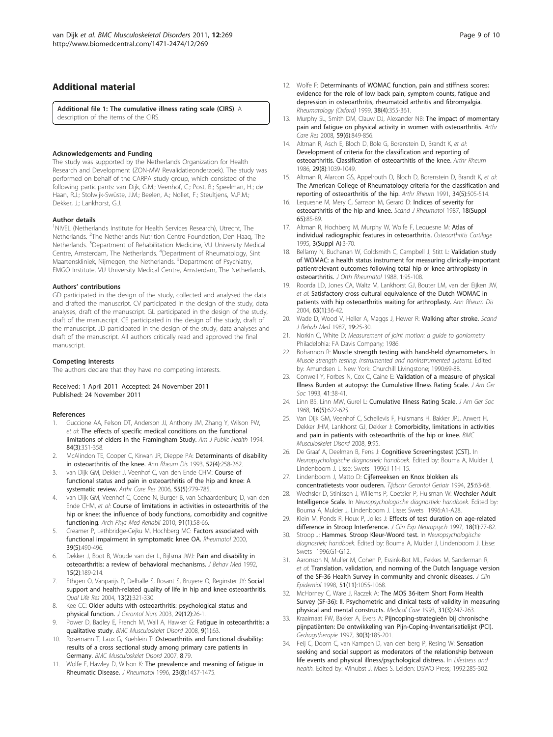## Additional material

**Additional file 1: The cumulative illness rating scale (CIRS)**. A description of the items of the CIRS.

#### Acknowledgements and Funding

The study was supported by the Netherlands Organization for Health Research and Development (ZON-MW Revalidatieonderzoek). The study was performed on behalf of the CARPA study group, which consisted of the following participants: van Dijk, G.M.; Veenhof, C.; Post, B.; Speelman, H.; de Haan, R.J.; Stolwijk-Swüste, J.M.; Beelen, A.; Nollet, F.; Steultjens, M.P.M.; Dekker, J.; Lankhorst, G.J.

#### Author details

[1]NIVEL (Netherlands Institute for Health Services Research), Utrecht, The Netherlands. [2]The Netherlands Nutrition Centre Foundation, Den Haag, The Netherlands. [3]Department of Rehabilitation Medicine, VU University Medical Centre, Amsterdam, The Netherlands. [4]Department of Rheumatology, Sint Maartenskliniek, Nijmegen, the Netherlands. [5]Department of Psychiatry, EMGO Institute, VU University Medical Centre, Amsterdam, The Netherlands.

#### Authors' contributions

GD participated in the design of the study, collected and analysed the data and drafted the manuscript. CV participated in the design of the study, data analyses, draft of the manuscript. GL participated in the design of the study, draft of the manuscript. CE participated in the design of the study, draft of the manuscript. JD participated in the design of the study, data analyses and draft of the manuscript. All authors critically read and approved the final manuscript.

#### Competing interests

The authors declare that they have no competing interests.

Received: 1 April 2011 Accepted: 24 November 2011
Published: 24 November 2011

#### References

1. Guccione AA, Felson DT, Anderson JJ, Anthony JM, Zhang Y, Wilson PW, *et al*: **The effects of specific medical conditions on the functional limitations of elders in the Framingham Study.** *Am J Public Health* 1994, **84(3)**:351-358.
2. McAlindon TE, Cooper C, Kirwan JR, Dieppe PA: **Determinants of disability in osteoarthritis of the knee.** *Ann Rheum Dis* 1993, **52(4)**:258-262.
3. van Dijk GM, Dekker J, Veenhof C, van den Ende CHM: **Course of functional status and pain in osteoarthritis of the hip and knee: A systematic review.** *Arthr Care Res* 2006, **55(5)**:779-785.
4. van Dijk GM, Veenhof C, Coene N, Burger B, van Schaardenburg D, van den Ende CHM, *et al*: **Course of limitations in activities in osteoarthritis of the hip or knee: the influence of body functions, comorbidity and cognitive functioning.** *Arch Phys Med Rehabil* 2010, **91(1)**:58-66.
5. Creamer P, Lethbridge-Cejku M, Hochberg MC: **Factors associated with functional impairment in symptomatic knee OA.** *Rheumatol* 2000, **39(5)**:490-496.
6. Dekker J, Boot B, Woude van der L, Bijlsma JWJ: **Pain and disability in osteoarthritis: a review of behavioral mechanisms.** *J Behav Med* 1992, **15(2)**:189-214.
7. Ethgen O, Vanparijs P, Delhalle S, Rosant S, Bruyere O, Reginster JY: **Social support and health-related quality of life in hip and knee osteoarthritis.** *Qual Life Res* 2004, **13(2)**:321-330.
8. Kee CC: **Older adults with osteoarthritis: psychological status and physical function.** *J Gerontol Nurs* 2003, **29(12)**:26-1.
9. Power D, Badley E, French M, Wall A, Hawker G: **Fatigue in osteoarthritis; a qualitative study.** *BMC Musculoskelet Disord* 2008, **9(1)**:63.
10. Rosemann T, Laux G, Kuehlein T: **Osteoarthritis and functional disability: results of a cross sectional study among primary care patients in Germany.** *BMC Musculoskelet Disord* 2007, **8**:79.
11. Wolfe F, Hawley D, Wilson K: **The prevalence and meaning of fatigue in Rheumatic Disease.** *J Rheumatol* 1996, **23(8)**:1457-1475.
12. Wolfe F: **Determinants of WOMAC function, pain and stiffness scores: evidence for the role of low back pain, symptom counts, fatigue and depression in osteoarthritis, rheumatoid arthritis and fibromyalgia.** *Rheumatology (Oxford)* 1999, **38(4)**:355-361.
13. Murphy SL, Smith DM, Clauw DJ, Alexander NB: **The impact of momentary pain and fatigue on physical activity in women with osteoarthritis.** *Arthr Care Res* 2008, **59(6)**:849-856.
14. Altman R, Asch E, Bloch D, Bole G, Borenstein D, Brandt K, *et al*: **Development of criteria for the classification and reporting of osteoarthritis. Classification of osteoarthitis of the knee.** *Arthr Rheum* 1986, **29(8)**:1039-1049.
15. Altman R, Alarcon GS, Appelrouth D, Bloch D, Borenstein D, Brandt K, *et al*: **The American College of Rheumatology criteria for the classification and reporting of osteoarthritis of the hip.** *Arthr Rheum* 1991, **34(5)**:505-514.
16. Lequesne M, Mery C, Samson M, Gerard D: **Indices of severity for osteoarthritis of the hip and knee.** *Scand J Rheumatol* 1987, **18(Suppl 65)**:85-89.
17. Altman R, Hochberg M, Murphy W, Wolfe F, Lequesne M: **Atlas of individual radiographic features in osteoarthritis.** *Osteoarthritis Cartilage* 1995, **3(Suppl A)**:3-70.
18. Bellamy N, Buchanan W, Goldsmith C, Campbell J, Stitt L: **Validation study of WOMAC: a health status instrument for measuring clinically-important patientrelevant outcomes following total hip or knee arthroplasty in osteoarthritis.** *J Orth Rheumatol* 1988, **1**:95-108.
19. Roorda LD, Jones CA, Waltz M, Lankhorst GJ, Bouter LM, van der Eijken JW, *et al*: **Satisfactory cross cultural equivalence of the Dutch WOMAC in patients with hip osteoarthritis waiting for arthroplasty.** *Ann Rheum Dis* 2004, **63(1)**:36-42.
20. Wade D, Wood V, Heller A, Maggs J, Hewer R: **Walking after stroke.** *Scand J Rehab Med* 1987, **19**:25-30.
21. Norkin C, White D: *Measurement of joint motion: a guide to goniometry* Philadelphia: FA Davis Company; 1986.
22. Bohannon R: **Muscle strength testing with hand-held dynamometers.** In *Muscle strength testing: instrumented and noninstrumented systems.* Edited by: Amundsen L. New York: Churchill Livingstone; 1990:69-88.
23. Conwell Y, Forbes N, Cox C, Caine E: **Validation of a measure of physical Illness Burden at autopsy: the Cumulative Illness Rating Scale.** *J Am Ger Soc* 1993, **41**:38-41.
24. Linn BS, Linn MW, Gurel L: **Cumulative Illness Rating Scale.** *J Am Ger Soc* 1968, **16(5)**:622-625.
25. Van Dijk GM, Veenhof C, Schellevis F, Hulsmans H, Bakker JPJ, Arwert H, Dekker JHM, Lankhorst GJ, Dekker J: **Comorbidity, limitations in activities and pain in patients with osteoarthritis of the hip or knee.** *BMC Musculoskelet Disord* 2008, **9**:95.
26. De Graaf A, Deelman B, Fens J: **Cognitieve Screeningstest (CST).** In *Neuropsychologische diagnostiek; handboek.* Edited by: Bouma A, Mulder J, Lindenboom J. Lisse: Swets 1996:I 11-I 15.
27. Lindenboom J, Matto D: **Cijferreeksen en Knox blokken als concentratietests voor ouderen.** *Tijdschr Gerontol Geriatr* 1994, **25**:63-68.
28. Wechsler D, Stinissen J, Willems P, Coetsier P, Hulsman W: **Wechsler Adult Intelligence Scale.** In *Neuropsychologische diagnostiek: handboek.* Edited by: Bouma A, Mulder J, Lindenboom J. Lisse: Swets 1996:A1-A28.
29. Klein M, Ponds R, Houx P, Jolles J: **Effects of test duration on age-related difference in Stroop Interference.** *J Clin Exp Neuropsych* 1997, **18(1)**:77-82.
30. Stroop J: **Hammes. Stroop Kleur-Woord test.** In *Neuropsychologische diagnostiek; handboek.* Edited by: Bouma A, Mulder J, Lindenboom J. Lisse: Swets 1996:G1-G12.
31. Aaronson N, Muller M, Cohen P, Essink-Bot ML, Fekkes M, Sanderman R, *et al*: **Translation, validation, and norming of the Dutch language version of the SF-36 Health Survey in community and chronic diseases.** *J Clin Epidemiol* 1998, **51(11)**:1055-1068.
32. McHorney C, Ware J, Raczek A: **The MOS 36-item Short Form Health Survey (SF-36): II. Psychometric and clinical tests of validity in measuring physical and mental constructs.** *Medical Care* 1993, **31(3)**:247-263.
33. Kraaimaat FW, Bakker A, Evers A: **Pijncoping-strategieën bij chronische pijnpatiënten: De ontwikkeling van Pijn-Coping-Inventarisatielijst (PCI).** *Gedragstherapie* 1997, **30(3)**:185-201.
34. Feij C, Doorn C, van Kampen D, van den berg P, Resing W: **Sensation seeking and social support as moderators of the relationship between life events and physical illness/psychological distress.** In *Lifestress and health.* Edited by: Winubst J, Maes S. Leiden: DSWO Press; 1992:285-302.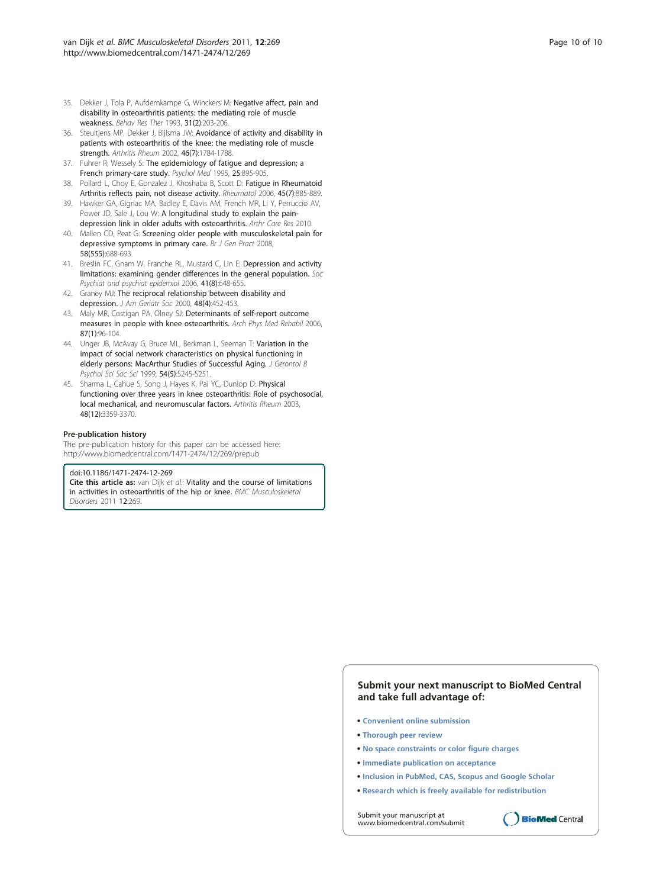35. Dekker J, Tola P, Aufdemkampe G, Winckers M: **Negative affect, pain and disability in osteoarthritis patients: the mediating role of muscle weakness.** *Behav Res Ther* 1993, **31(2)**:203-206.
36. Steultjens MP, Dekker J, Bijlsma JW: **Avoidance of activity and disability in patients with osteoarthritis of the knee: the mediating role of muscle strength.** *Arthritis Rheum* 2002, **46(7)**:1784-1788.
37. Fuhrer R, Wessely S: **The epidemiology of fatigue and depression; a French primary-care study.** *Psychol Med* 1995, **25**:895-905.
38. Pollard L, Choy E, Gonzalez J, Khoshaba B, Scott D: **Fatigue in Rheumatoid Arthritis reflects pain, not disease activity.** *Rheumatol* 2006, **45(7)**:885-889.
39. Hawker GA, Gignac MA, Badley E, Davis AM, French MR, Li Y, Perruccio AV, Power JD, Sale J, Lou W: **A longitudinal study to explain the pain-depression link in older adults with osteoarthritis.** *Arthr Care Res* 2010.
40. Mallen CD, Peat G: **Screening older people with musculoskeletal pain for depressive symptoms in primary care.** *Br J Gen Pract* 2008, **58(555)**:688-693.
41. Breslin FC, Gnam W, Franche RL, Mustard C, Lin E: **Depression and activity limitations: examining gender differences in the general population.** *Soc Psychiat and psychiat epidemiol* 2006, **41(8)**:648-655.
42. Graney MJ: **The reciprocal relationship between disability and depression.** *J Am Geriatr Soc* 2000, **48(4)**:452-453.
43. Maly MR, Costigan PA, Olney SJ: **Determinants of self-report outcome measures in people with knee osteoarthritis.** *Arch Phys Med Rehabil* 2006, **87(1)**:96-104.
44. Unger JB, McAvay G, Bruce ML, Berkman L, Seeman T: **Variation in the impact of social network characteristics on physical functioning in elderly persons: MacArthur Studies of Successful Aging.** *J Gerontol B Psychol Sci Soc Sci* 1999, **54(5)**:S245-S251.
45. Sharma L, Cahue S, Song J, Hayes K, Pai YC, Dunlop D: **Physical functioning over three years in knee osteoarthritis: Role of psychosocial, local mechanical, and neuromuscular factors.** *Arthritis Rheum* 2003, **48(12)**:3359-3370.

### Pre-publication history

The pre-publication history for this paper can be accessed here:
http://www.biomedcentral.com/1471-2474/12/269/prepub

doi:10.1186/1471-2474-12-269

**Cite this article as:** van Dijk *et al.*: Vitality and the course of limitations in activities in osteoarthritis of the hip or knee. *BMC Musculoskeletal Disorders* 2011 **12**:269.

**Submit your next manuscript to BioMed Central and take full advantage of:**

- **Convenient online submission**
- **Thorough peer review**
- **No space constraints or color figure charges**
- **Immediate publication on acceptance**
- **Inclusion in PubMed, CAS, Scopus and Google Scholar**
- **Research which is freely available for redistribution**

Submit your manuscript at
www.biomedcentral.com/submit

BioMed Central